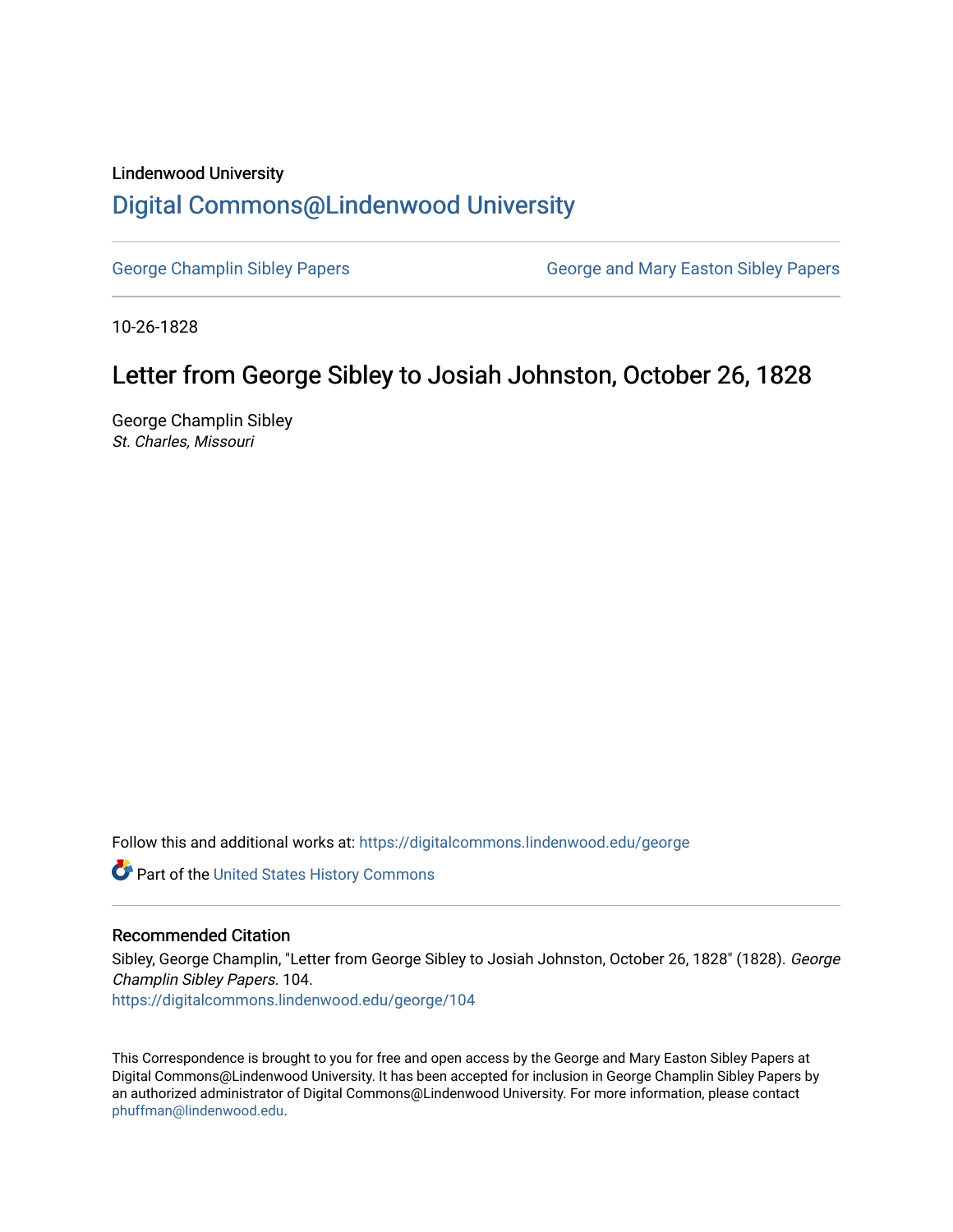Lindenwood University

# Digital Commons@Lindenwood University

George Champlin Sibley Papers | George and Mary Easton Sibley Papers

10-26-1828

## Letter from George Sibley to Josiah Johnston, October 26, 1828

George Champlin Sibley
*St. Charles, Missouri*

Follow this and additional works at: https://digitalcommons.lindenwood.edu/george

Part of the United States History Commons

### Recommended Citation

Sibley, George Champlin, "Letter from George Sibley to Josiah Johnston, October 26, 1828" (1828). *George Champlin Sibley Papers*. 104.
https://digitalcommons.lindenwood.edu/george/104

This Correspondence is brought to you for free and open access by the George and Mary Easton Sibley Papers at Digital Commons@Lindenwood University. It has been accepted for inclusion in George Champlin Sibley Papers by an authorized administrator of Digital Commons@Lindenwood University. For more information, please contact phuffman@lindenwood.edu.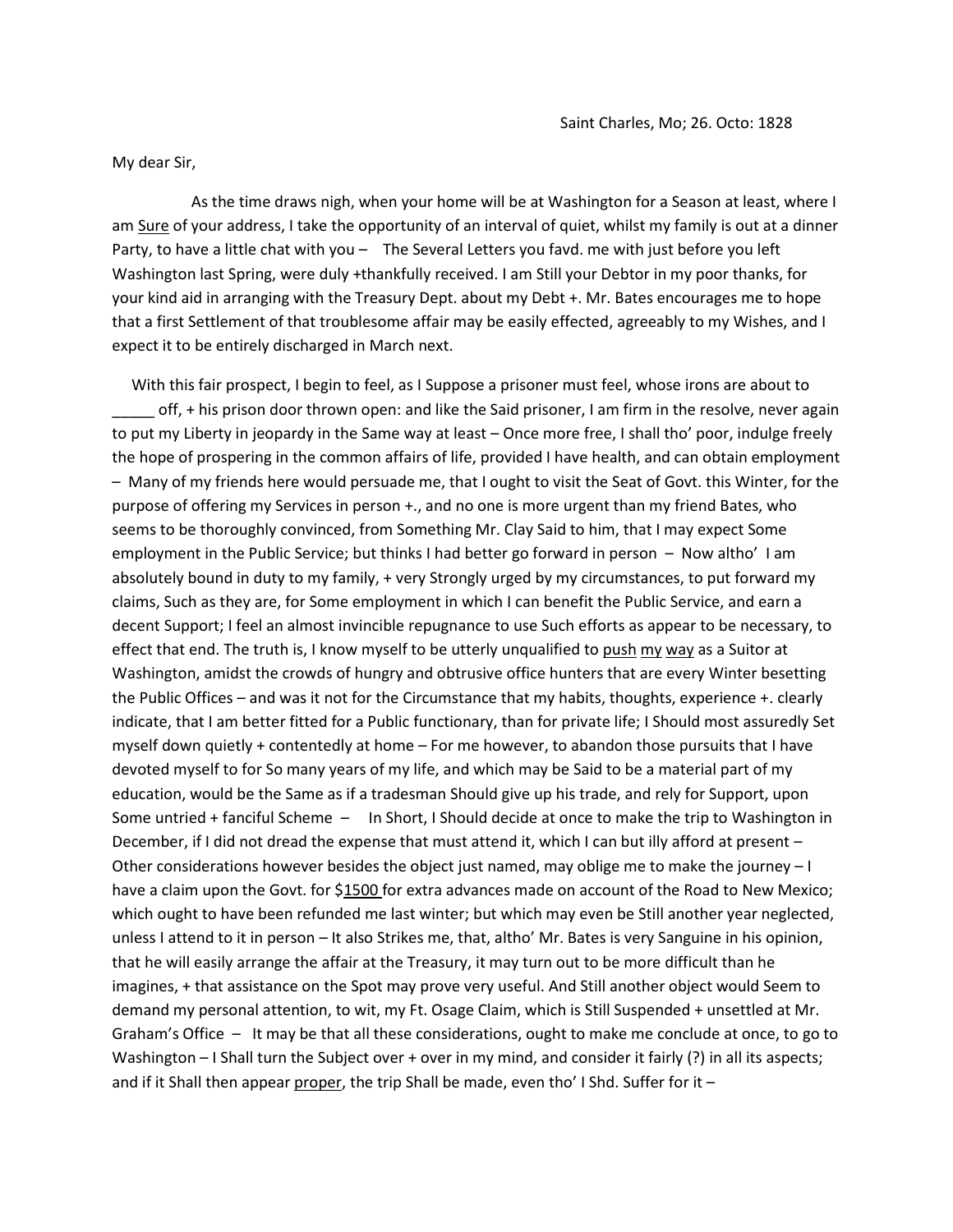Saint Charles, Mo; 26. Octo: 1828

My dear Sir,

As the time draws nigh, when your home will be at Washington for a Season at least, where I am <u>Sure</u> of your address, I take the opportunity of an interval of quiet, whilst my family is out at a dinner Party, to have a little chat with you – The Several Letters you favd. me with just before you left Washington last Spring, were duly +thankfully received. I am Still your Debtor in my poor thanks, for your kind aid in arranging with the Treasury Dept. about my Debt +. Mr. Bates encourages me to hope that a first Settlement of that troublesome affair may be easily effected, agreeably to my Wishes, and I expect it to be entirely discharged in March next.

With this fair prospect, I begin to feel, as I Suppose a prisoner must feel, whose irons are about to _____ off, + his prison door thrown open: and like the Said prisoner, I am firm in the resolve, never again to put my Liberty in jeopardy in the Same way at least – Once more free, I shall tho' poor, indulge freely the hope of prospering in the common affairs of life, provided I have health, and can obtain employment – Many of my friends here would persuade me, that I ought to visit the Seat of Govt. this Winter, for the purpose of offering my Services in person +., and no one is more urgent than my friend Bates, who seems to be thoroughly convinced, from Something Mr. Clay Said to him, that I may expect Some employment in the Public Service; but thinks I had better go forward in person – Now altho' I am absolutely bound in duty to my family, + very Strongly urged by my circumstances, to put forward my claims, Such as they are, for Some employment in which I can benefit the Public Service, and earn a decent Support; I feel an almost invincible repugnance to use Such efforts as appear to be necessary, to effect that end. The truth is, I know myself to be utterly unqualified to <u>push</u> <u>my</u> <u>way</u> as a Suitor at Washington, amidst the crowds of hungry and obtrusive office hunters that are every Winter besetting the Public Offices – and was it not for the Circumstance that my habits, thoughts, experience +. clearly indicate, that I am better fitted for a Public functionary, than for private life; I Should most assuredly Set myself down quietly + contentedly at home – For me however, to abandon those pursuits that I have devoted myself to for So many years of my life, and which may be Said to be a material part of my education, would be the Same as if a tradesman Should give up his trade, and rely for Support, upon Some untried + fanciful Scheme – In Short, I Should decide at once to make the trip to Washington in December, if I did not dread the expense that must attend it, which I can but illy afford at present – Other considerations however besides the object just named, may oblige me to make the journey – I have a claim upon the Govt. for <u>$1500</u> for extra advances made on account of the Road to New Mexico; which ought to have been refunded me last winter; but which may even be Still another year neglected, unless I attend to it in person – It also Strikes me, that, altho' Mr. Bates is very Sanguine in his opinion, that he will easily arrange the affair at the Treasury, it may turn out to be more difficult than he imagines, + that assistance on the Spot may prove very useful. And Still another object would Seem to demand my personal attention, to wit, my Ft. Osage Claim, which is Still Suspended + unsettled at Mr. Graham's Office – It may be that all these considerations, ought to make me conclude at once, to go to Washington – I Shall turn the Subject over + over in my mind, and consider it fairly (?) in all its aspects; and if it Shall then appear <u>proper</u>, the trip Shall be made, even tho' I Shd. Suffer for it –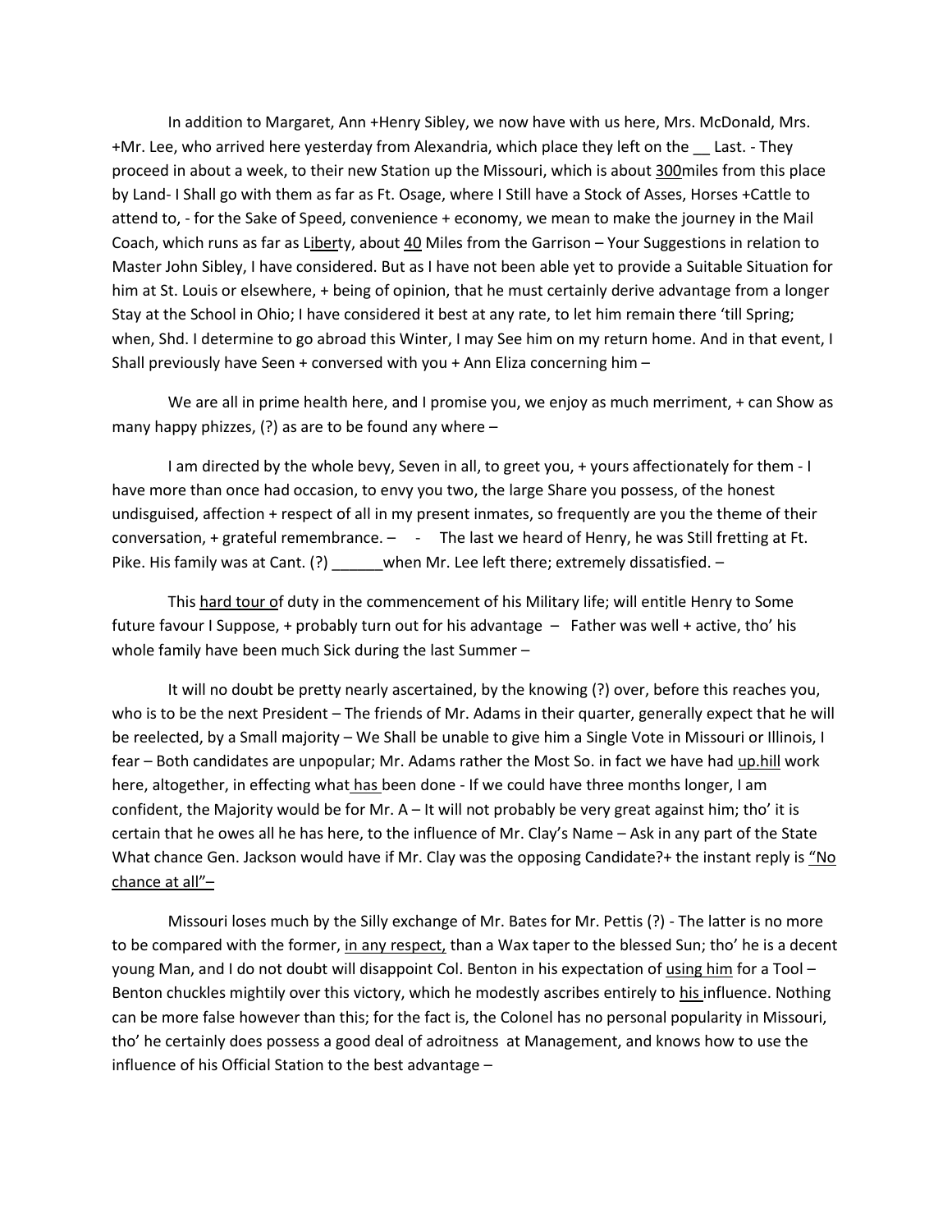In addition to Margaret, Ann +Henry Sibley, we now have with us here, Mrs. McDonald, Mrs. +Mr. Lee, who arrived here yesterday from Alexandria, which place they left on the __ Last. - They proceed in about a week, to their new Station up the Missouri, which is about <u>300</u>miles from this place by Land- I Shall go with them as far as Ft. Osage, where I Still have a Stock of Asses, Horses +Cattle to attend to, - for the Sake of Speed, convenience + economy, we mean to make the journey in the Mail Coach, which runs as far as <u>Libert</u>y, about <u>40</u> Miles from the Garrison – Your Suggestions in relation to Master John Sibley, I have considered. But as I have not been able yet to provide a Suitable Situation for him at St. Louis or elsewhere, + being of opinion, that he must certainly derive advantage from a longer Stay at the School in Ohio; I have considered it best at any rate, to let him remain there 'till Spring; when, Shd. I determine to go abroad this Winter, I may See him on my return home. And in that event, I Shall previously have Seen + conversed with you + Ann Eliza concerning him –

We are all in prime health here, and I promise you, we enjoy as much merriment, + can Show as many happy phizzes, (?) as are to be found any where –

I am directed by the whole bevy, Seven in all, to greet you, + yours affectionately for them - I have more than once had occasion, to envy you two, the large Share you possess, of the honest undisguised, affection + respect of all in my present inmates, so frequently are you the theme of their conversation, + grateful remembrance. – - The last we heard of Henry, he was Still fretting at Ft. Pike. His family was at Cant. (?) ______when Mr. Lee left there; extremely dissatisfied. –

This <u>hard tour o</u>f duty in the commencement of his Military life; will entitle Henry to Some future favour I Suppose, + probably turn out for his advantage – Father was well + active, tho' his whole family have been much Sick during the last Summer –

It will no doubt be pretty nearly ascertained, by the knowing (?) over, before this reaches you, who is to be the next President – The friends of Mr. Adams in their quarter, generally expect that he will be reelected, by a Small majority – We Shall be unable to give him a Single Vote in Missouri or Illinois, I fear – Both candidates are unpopular; Mr. Adams rather the Most So. in fact we have had <u>up.hill</u> work here, altogether, in effecting what<u> has </u>been done - If we could have three months longer, I am confident, the Majority would be for Mr. A – It will not probably be very great against him; tho' it is certain that he owes all he has here, to the influence of Mr. Clay's Name – Ask in any part of the State What chance Gen. Jackson would have if Mr. Clay was the opposing Candidate?+ the instant reply is <u>"No chance at all"–</u>

Missouri loses much by the Silly exchange of Mr. Bates for Mr. Pettis (?) - The latter is no more to be compared with the former, <u>in any respect,</u> than a Wax taper to the blessed Sun; tho' he is a decent young Man, and I do not doubt will disappoint Col. Benton in his expectation of <u>using him</u> for a Tool – Benton chuckles mightily over this victory, which he modestly ascribes entirely to <u>his </u>influence. Nothing can be more false however than this; for the fact is, the Colonel has no personal popularity in Missouri, tho' he certainly does possess a good deal of adroitness at Management, and knows how to use the influence of his Official Station to the best advantage –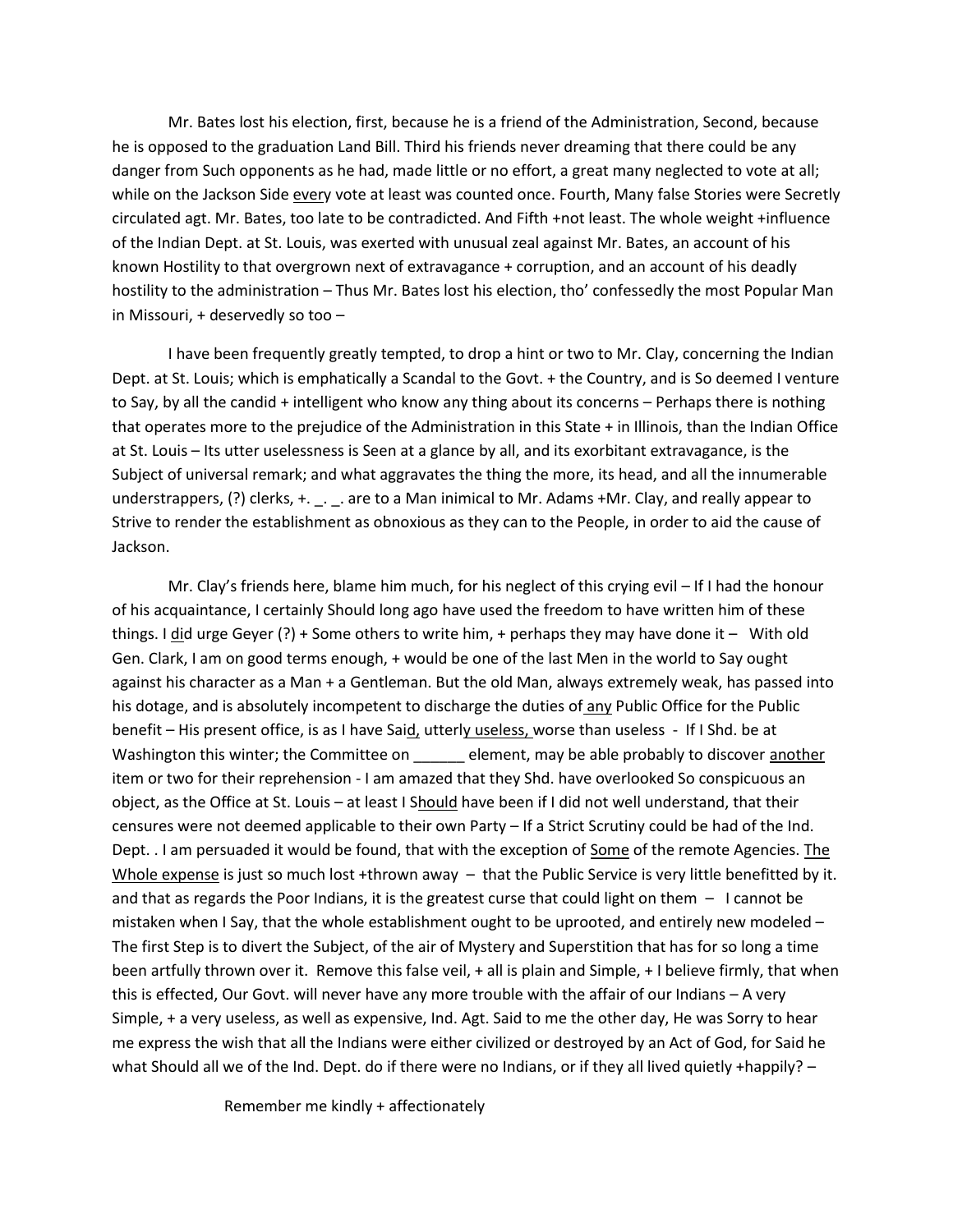Mr. Bates lost his election, first, because he is a friend of the Administration, Second, because he is opposed to the graduation Land Bill. Third his friends never dreaming that there could be any danger from Such opponents as he had, made little or no effort, a great many neglected to vote at all; while on the Jackson Side <u>every</u> vote at least was counted once. Fourth, Many false Stories were Secretly circulated agt. Mr. Bates, too late to be contradicted. And Fifth +not least. The whole weight +influence of the Indian Dept. at St. Louis, was exerted with unusual zeal against Mr. Bates, an account of his known Hostility to that overgrown next of extravagance + corruption, and an account of his deadly hostility to the administration – Thus Mr. Bates lost his election, tho' confessedly the most Popular Man in Missouri, + deservedly so too –

I have been frequently greatly tempted, to drop a hint or two to Mr. Clay, concerning the Indian Dept. at St. Louis; which is emphatically a Scandal to the Govt. + the Country, and is So deemed I venture to Say, by all the candid + intelligent who know any thing about its concerns – Perhaps there is nothing that operates more to the prejudice of the Administration in this State + in Illinois, than the Indian Office at St. Louis – Its utter uselessness is Seen at a glance by all, and its exorbitant extravagance, is the Subject of universal remark; and what aggravates the thing the more, its head, and all the innumerable understrappers, (?) clerks, +. _. _. are to a Man inimical to Mr. Adams +Mr. Clay, and really appear to Strive to render the establishment as obnoxious as they can to the People, in order to aid the cause of Jackson.

Mr. Clay's friends here, blame him much, for his neglect of this crying evil – If I had the honour of his acquaintance, I certainly Should long ago have used the freedom to have written him of these things. I <u>did</u> urge Geyer (?) + Some others to write him, + perhaps they may have done it – With old Gen. Clark, I am on good terms enough, + would be one of the last Men in the world to Say ought against his character as a Man + a Gentleman. But the old Man, always extremely weak, has passed into his dotage, and is absolutely incompetent to discharge the duties of <u>any</u> Public Office for the Public benefit – His present office, is as I have <u>Said,</u> <u>utterly useless,</u> worse than useless - If I Shd. be at Washington this winter; the Committee on ______ element, may be able probably to discover <u>another</u> item or two for their reprehension - I am amazed that they Shd. have overlooked So conspicuous an object, as the Office at St. Louis – at least I <u>Should</u> have been if I did not well understand, that their censures were not deemed applicable to their own Party – If a Strict Scrutiny could be had of the Ind. Dept. . I am persuaded it would be found, that with the exception of <u>Some</u> of the remote Agencies. <u>The Whole expense</u> is just so much lost +thrown away – that the Public Service is very little benefitted by it. and that as regards the Poor Indians, it is the greatest curse that could light on them – I cannot be mistaken when I Say, that the whole establishment ought to be uprooted, and entirely new modeled – The first Step is to divert the Subject, of the air of Mystery and Superstition that has for so long a time been artfully thrown over it. Remove this false veil, + all is plain and Simple, + I believe firmly, that when this is effected, Our Govt. will never have any more trouble with the affair of our Indians – A very Simple, + a very useless, as well as expensive, Ind. Agt. Said to me the other day, He was Sorry to hear me express the wish that all the Indians were either civilized or destroyed by an Act of God, for Said he what Should all we of the Ind. Dept. do if there were no Indians, or if they all lived quietly +happily? –

Remember me kindly + affectionately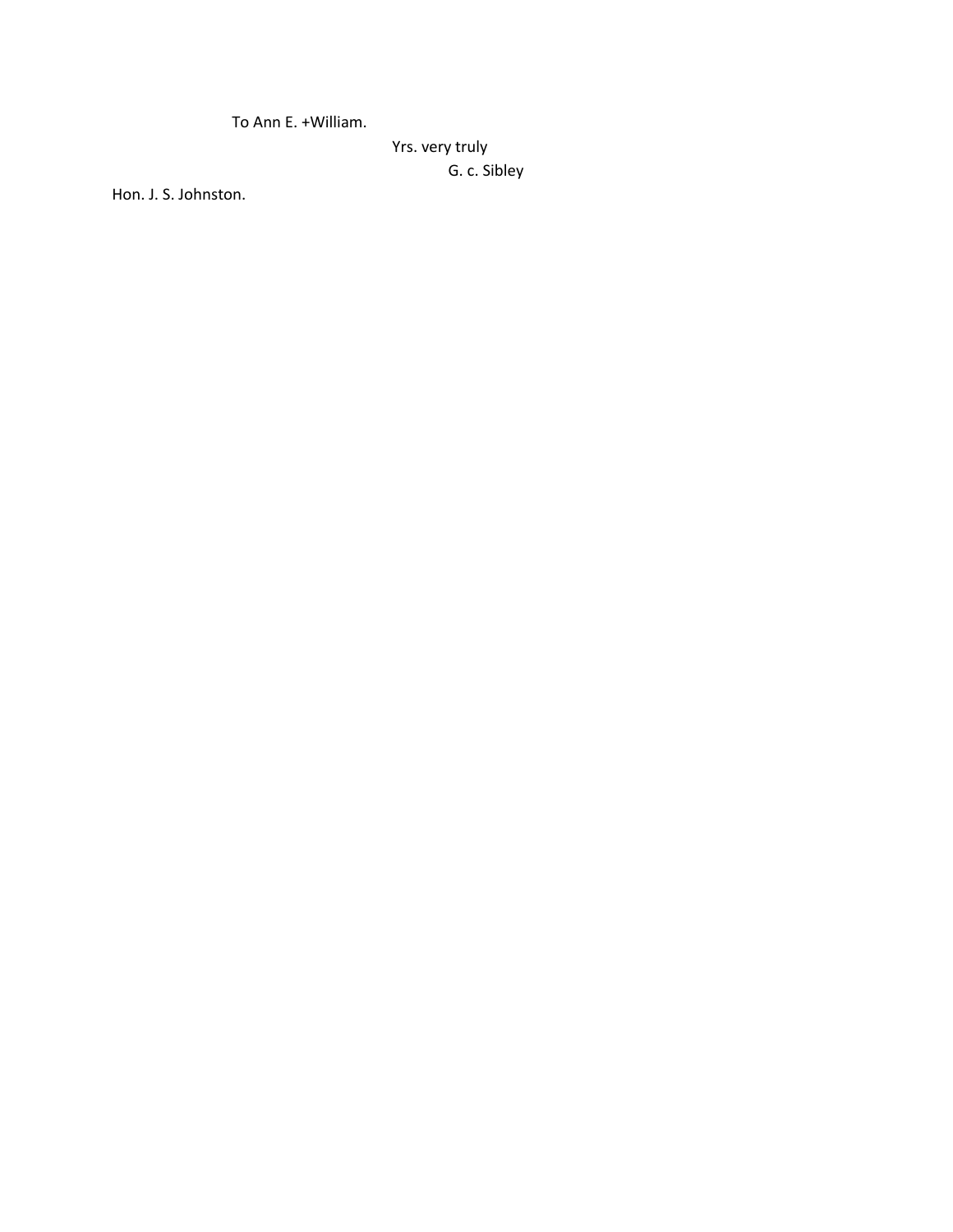To Ann E. +William.

Yrs. very truly

G. c. Sibley

Hon. J. S. Johnston.